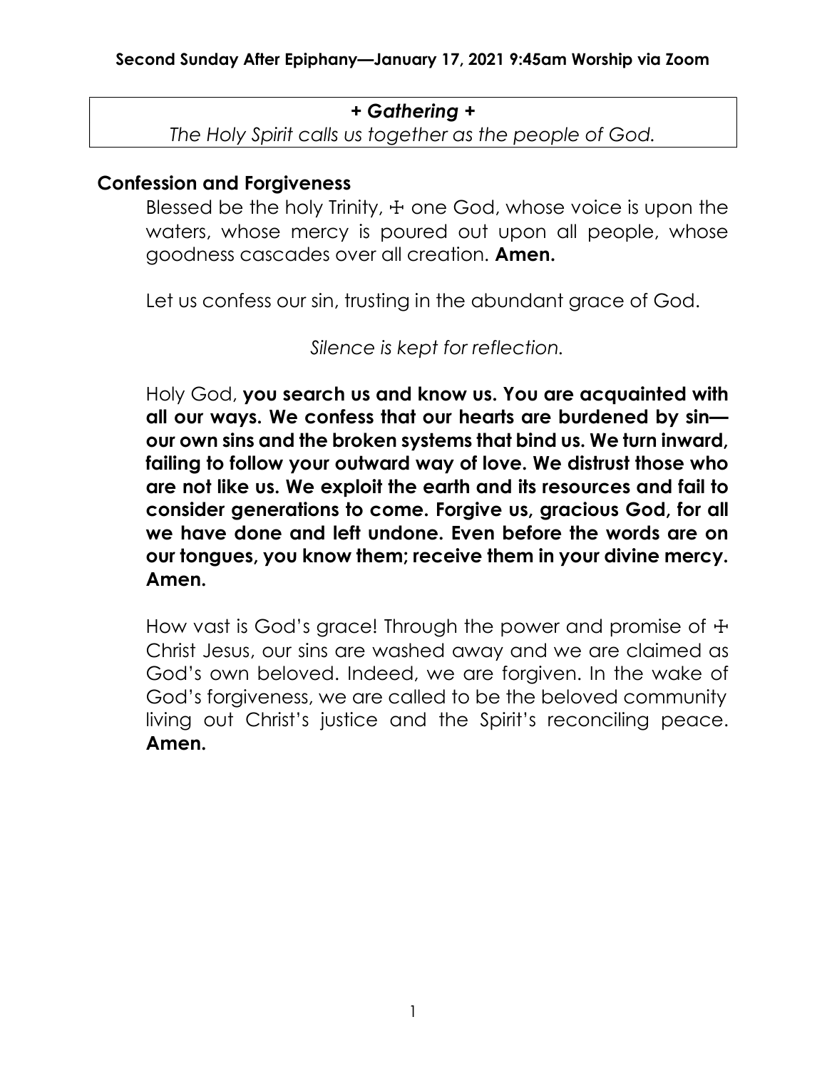**Second Sunday After Epiphany—January 17, 2021 9:45am Worship via Zoom**

***+ Gathering +***

*The Holy Spirit calls us together as the people of God.*

## Confession and Forgiveness

Blessed be the holy Trinity, ☩ one God, whose voice is upon the waters, whose mercy is poured out upon all people, whose goodness cascades over all creation. **Amen.**

Let us confess our sin, trusting in the abundant grace of God.

*Silence is kept for reflection.*

Holy God, **you search us and know us. You are acquainted with all our ways. We confess that our hearts are burdened by sin—our own sins and the broken systems that bind us. We turn inward, failing to follow your outward way of love. We distrust those who are not like us. We exploit the earth and its resources and fail to consider generations to come. Forgive us, gracious God, for all we have done and left undone. Even before the words are on our tongues, you know them; receive them in your divine mercy. Amen.**

How vast is God's grace! Through the power and promise of ☩ Christ Jesus, our sins are washed away and we are claimed as God's own beloved. Indeed, we are forgiven. In the wake of God's forgiveness, we are called to be the beloved community living out Christ's justice and the Spirit's reconciling peace. **Amen.**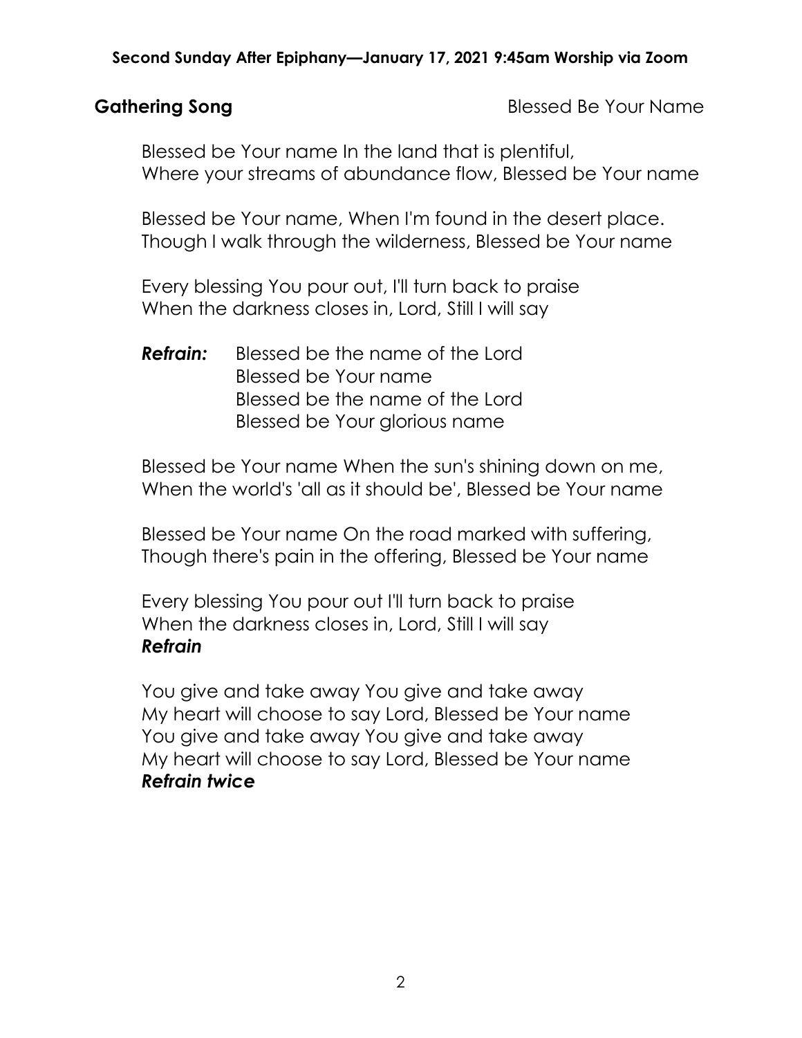Second Sunday After Epiphany—January 17, 2021 9:45am Worship via Zoom

**Gathering Song** Blessed Be Your Name

Blessed be Your name In the land that is plentiful,
Where your streams of abundance flow, Blessed be Your name

Blessed be Your name, When I'm found in the desert place.
Though I walk through the wilderness, Blessed be Your name

Every blessing You pour out, I'll turn back to praise
When the darkness closes in, Lord, Still I will say

***Refrain:*** Blessed be the name of the Lord
Blessed be Your name
Blessed be the name of the Lord
Blessed be Your glorious name

Blessed be Your name When the sun's shining down on me,
When the world's 'all as it should be', Blessed be Your name

Blessed be Your name On the road marked with suffering,
Though there's pain in the offering, Blessed be Your name

Every blessing You pour out I'll turn back to praise
When the darkness closes in, Lord, Still I will say
***Refrain***

You give and take away You give and take away
My heart will choose to say Lord, Blessed be Your name
You give and take away You give and take away
My heart will choose to say Lord, Blessed be Your name
***Refrain twice***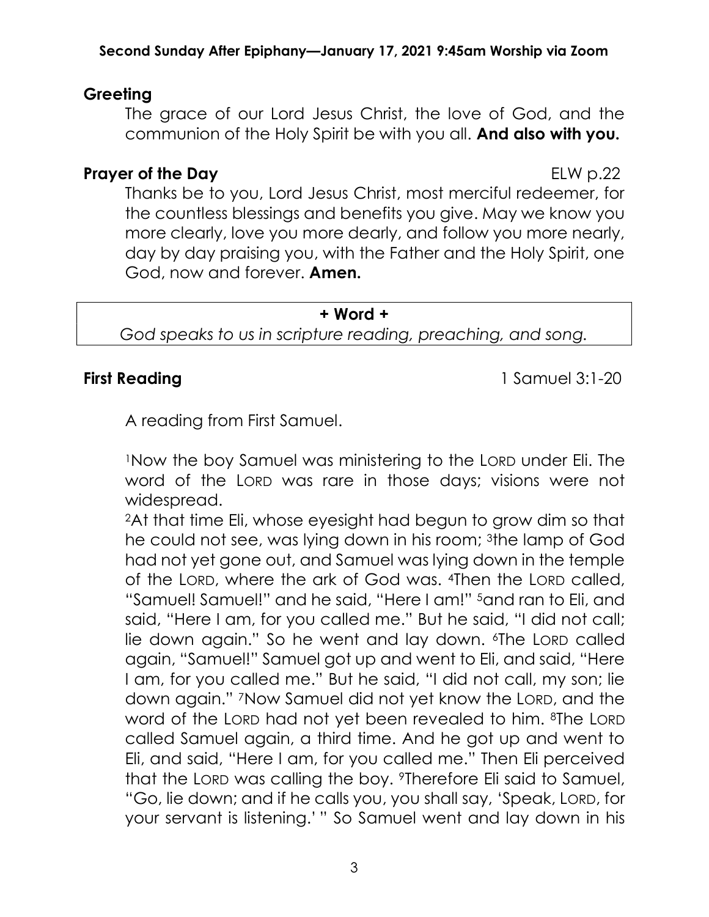## Greeting

The grace of our Lord Jesus Christ, the love of God, and the communion of the Holy Spirit be with you all. **And also with you.**

## Prayer of the Day

ELW p.22

Thanks be to you, Lord Jesus Christ, most merciful redeemer, for the countless blessings and benefits you give. May we know you more clearly, love you more dearly, and follow you more nearly, day by day praising you, with the Father and the Holy Spirit, one God, now and forever. **Amen.**

**+ Word +**

*God speaks to us in scripture reading, preaching, and song.*

## First Reading

1 Samuel 3:1-20

A reading from First Samuel.

[1]Now the boy Samuel was ministering to the LORD under Eli. The word of the LORD was rare in those days; visions were not widespread.

[2]At that time Eli, whose eyesight had begun to grow dim so that he could not see, was lying down in his room; [3]the lamp of God had not yet gone out, and Samuel was lying down in the temple of the LORD, where the ark of God was. [4]Then the LORD called, "Samuel! Samuel!" and he said, "Here I am!" [5]and ran to Eli, and said, "Here I am, for you called me." But he said, "I did not call; lie down again." So he went and lay down. [6]The LORD called again, "Samuel!" Samuel got up and went to Eli, and said, "Here I am, for you called me." But he said, "I did not call, my son; lie down again." [7]Now Samuel did not yet know the LORD, and the word of the LORD had not yet been revealed to him. [8]The LORD called Samuel again, a third time. And he got up and went to Eli, and said, "Here I am, for you called me." Then Eli perceived that the LORD was calling the boy. [9]Therefore Eli said to Samuel, "Go, lie down; and if he calls you, you shall say, 'Speak, LORD, for your servant is listening.' " So Samuel went and lay down in his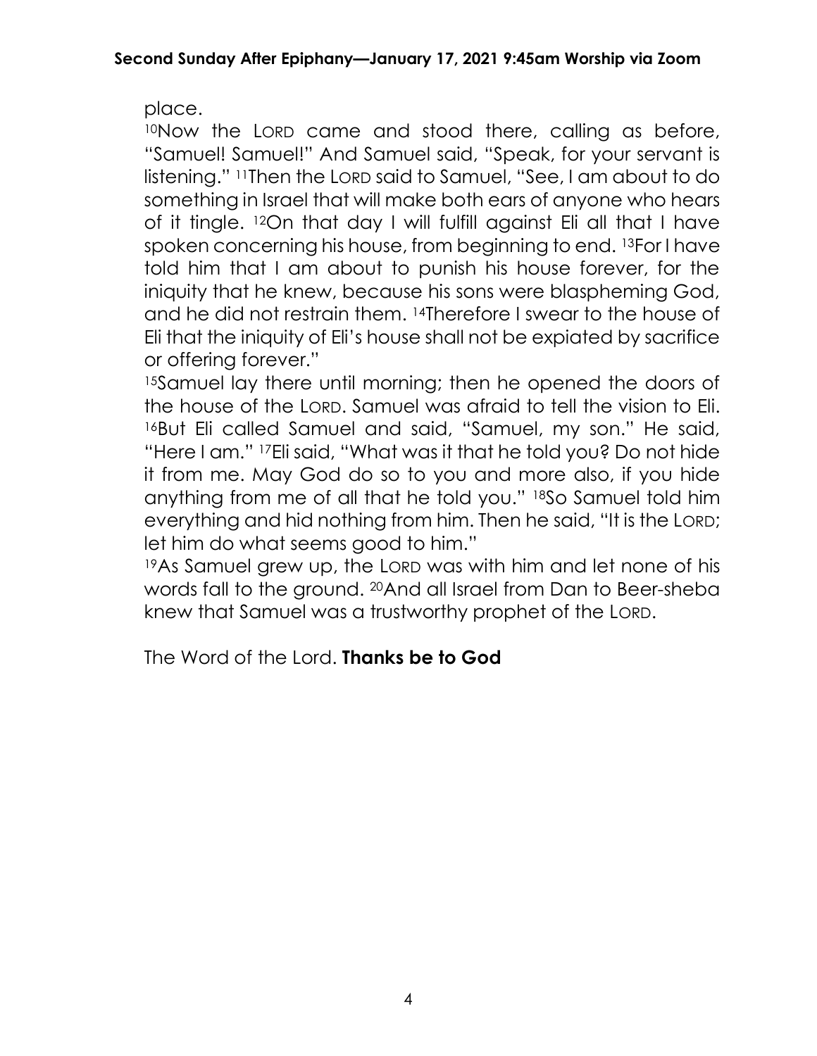place.

[10]Now the LORD came and stood there, calling as before, "Samuel! Samuel!" And Samuel said, "Speak, for your servant is listening." [11]Then the LORD said to Samuel, "See, I am about to do something in Israel that will make both ears of anyone who hears of it tingle. [12]On that day I will fulfill against Eli all that I have spoken concerning his house, from beginning to end. [13]For I have told him that I am about to punish his house forever, for the iniquity that he knew, because his sons were blaspheming God, and he did not restrain them. [14]Therefore I swear to the house of Eli that the iniquity of Eli's house shall not be expiated by sacrifice or offering forever."

[15]Samuel lay there until morning; then he opened the doors of the house of the LORD. Samuel was afraid to tell the vision to Eli. [16]But Eli called Samuel and said, "Samuel, my son." He said, "Here I am." [17]Eli said, "What was it that he told you? Do not hide it from me. May God do so to you and more also, if you hide anything from me of all that he told you." [18]So Samuel told him everything and hid nothing from him. Then he said, "It is the LORD; let him do what seems good to him."

[19]As Samuel grew up, the LORD was with him and let none of his words fall to the ground. [20]And all Israel from Dan to Beer-sheba knew that Samuel was a trustworthy prophet of the LORD.

The Word of the Lord. **Thanks be to God**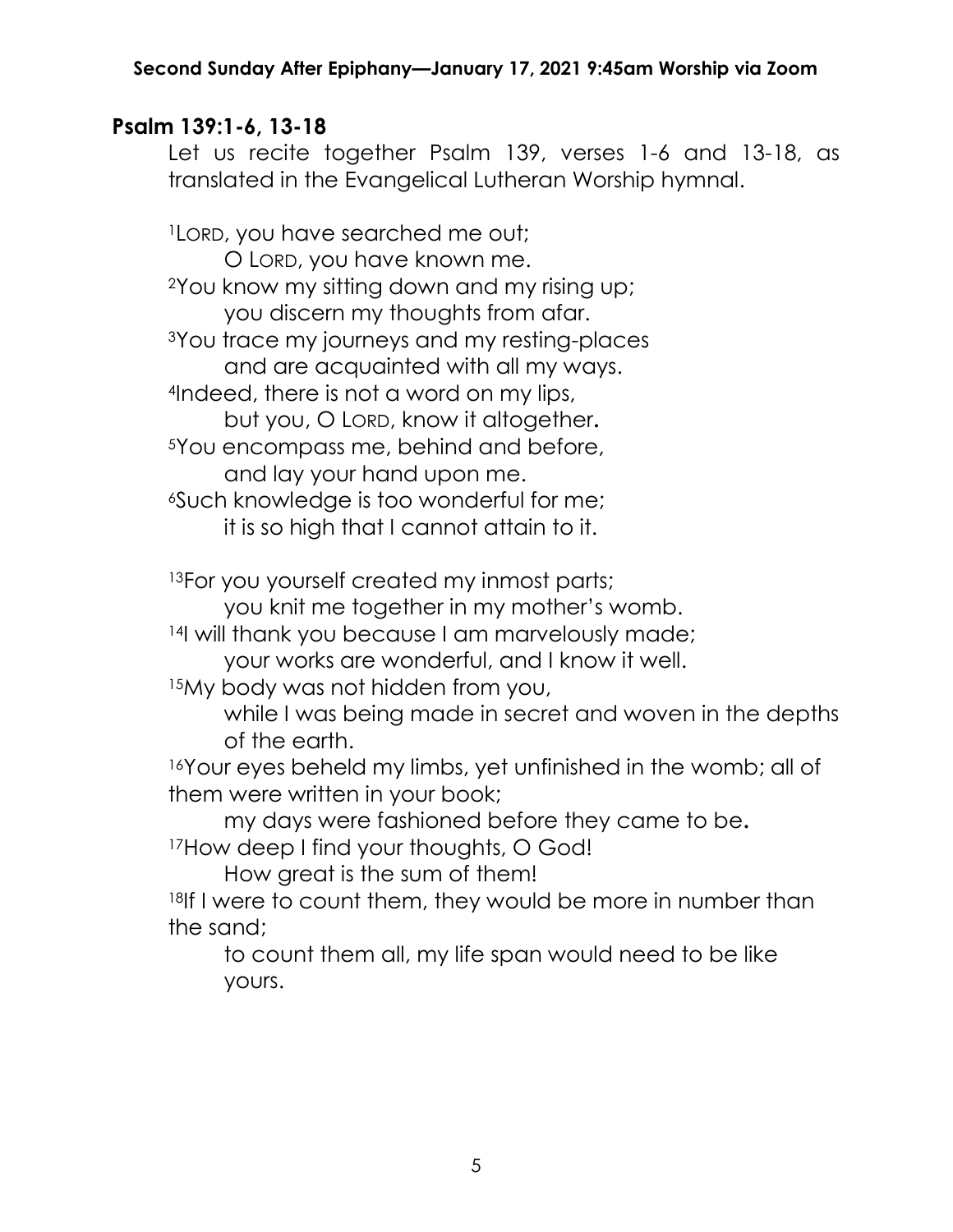## Psalm 139:1-6, 13-18

Let us recite together Psalm 139, verses 1-6 and 13-18, as translated in the Evangelical Lutheran Worship hymnal.

[1]LORD, you have searched me out;
  O LORD, you have known me.
[2]You know my sitting down and my rising up;
  you discern my thoughts from afar.
[3]You trace my journeys and my resting-places
  and are acquainted with all my ways.
[4]Indeed, there is not a word on my lips,
  but you, O LORD, know it altogether.
[5]You encompass me, behind and before,
  and lay your hand upon me.
[6]Such knowledge is too wonderful for me;
  it is so high that I cannot attain to it.

[13]For you yourself created my inmost parts;
  you knit me together in my mother's womb.
[14]I will thank you because I am marvelously made;
  your works are wonderful, and I know it well.
[15]My body was not hidden from you,
  while I was being made in secret and woven in the depths of the earth.
[16]Your eyes beheld my limbs, yet unfinished in the womb; all of them were written in your book;
  my days were fashioned before they came to be.
[17]How deep I find your thoughts, O God!
  How great is the sum of them!
[18]If I were to count them, they would be more in number than the sand;
  to count them all, my life span would need to be like yours.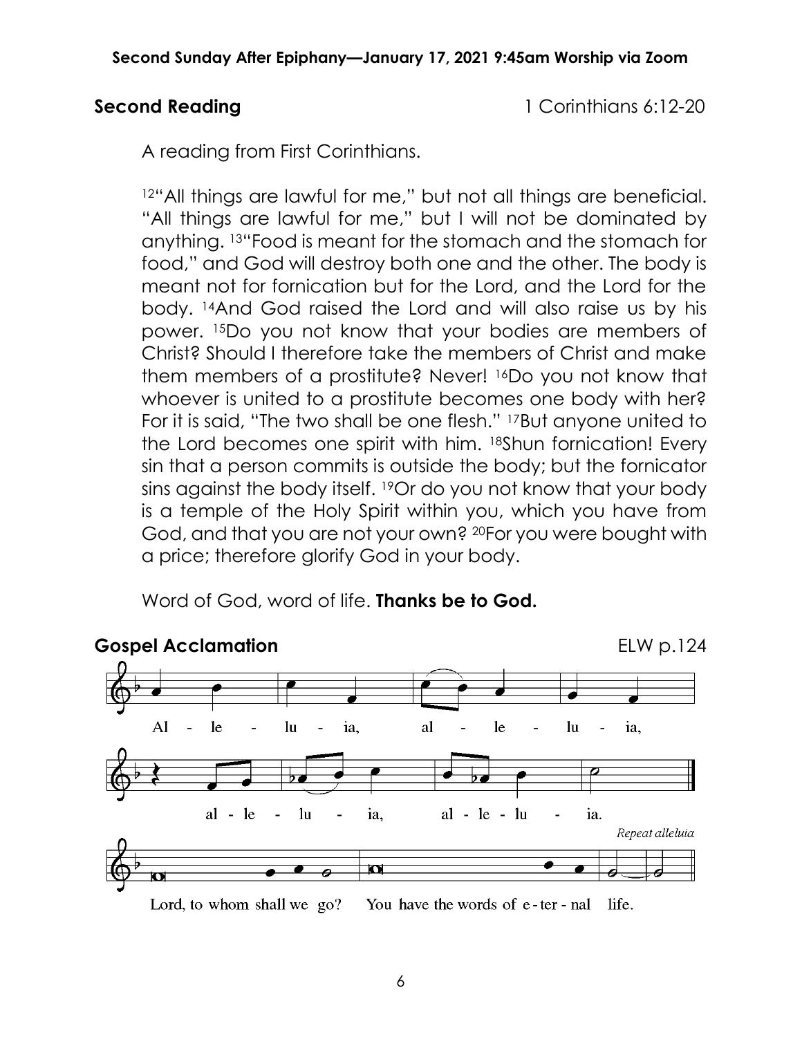**Second Reading** 1 Corinthians 6:12-20

A reading from First Corinthians.

[12]"All things are lawful for me," but not all things are beneficial. "All things are lawful for me," but I will not be dominated by anything. [13]"Food is meant for the stomach and the stomach for food," and God will destroy both one and the other. The body is meant not for fornication but for the Lord, and the Lord for the body. [14]And God raised the Lord and will also raise us by his power. [15]Do you not know that your bodies are members of Christ? Should I therefore take the members of Christ and make them members of a prostitute? Never! [16]Do you not know that whoever is united to a prostitute becomes one body with her? For it is said, "The two shall be one flesh." [17]But anyone united to the Lord becomes one spirit with him. [18]Shun fornication! Every sin that a person commits is outside the body; but the fornicator sins against the body itself. [19]Or do you not know that your body is a temple of the Holy Spirit within you, which you have from God, and that you are not your own? [20]For you were bought with a price; therefore glorify God in your body.

Word of God, word of life. **Thanks be to God.**

**Gospel Acclamation** ELW p.124

Alleluia, alleluia, alleluia, alleluia.

*Repeat alleluia*

Lord, to whom shall we go? You have the words of eternal life.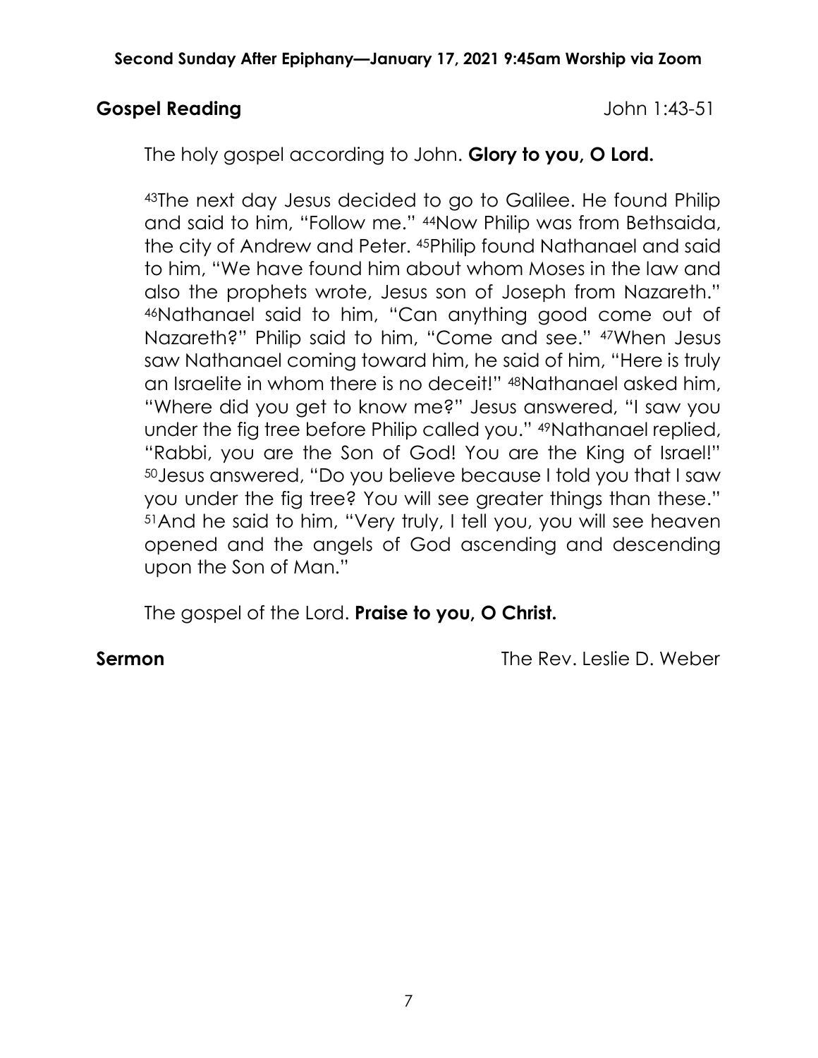**Gospel Reading** John 1:43-51

The holy gospel according to John. **Glory to you, O Lord.**

[43]The next day Jesus decided to go to Galilee. He found Philip and said to him, "Follow me." [44]Now Philip was from Bethsaida, the city of Andrew and Peter. [45]Philip found Nathanael and said to him, "We have found him about whom Moses in the law and also the prophets wrote, Jesus son of Joseph from Nazareth." [46]Nathanael said to him, "Can anything good come out of Nazareth?" Philip said to him, "Come and see." [47]When Jesus saw Nathanael coming toward him, he said of him, "Here is truly an Israelite in whom there is no deceit!" [48]Nathanael asked him, "Where did you get to know me?" Jesus answered, "I saw you under the fig tree before Philip called you." [49]Nathanael replied, "Rabbi, you are the Son of God! You are the King of Israel!" [50]Jesus answered, "Do you believe because I told you that I saw you under the fig tree? You will see greater things than these." [51]And he said to him, "Very truly, I tell you, you will see heaven opened and the angels of God ascending and descending upon the Son of Man."

The gospel of the Lord. **Praise to you, O Christ.**

**Sermon** The Rev. Leslie D. Weber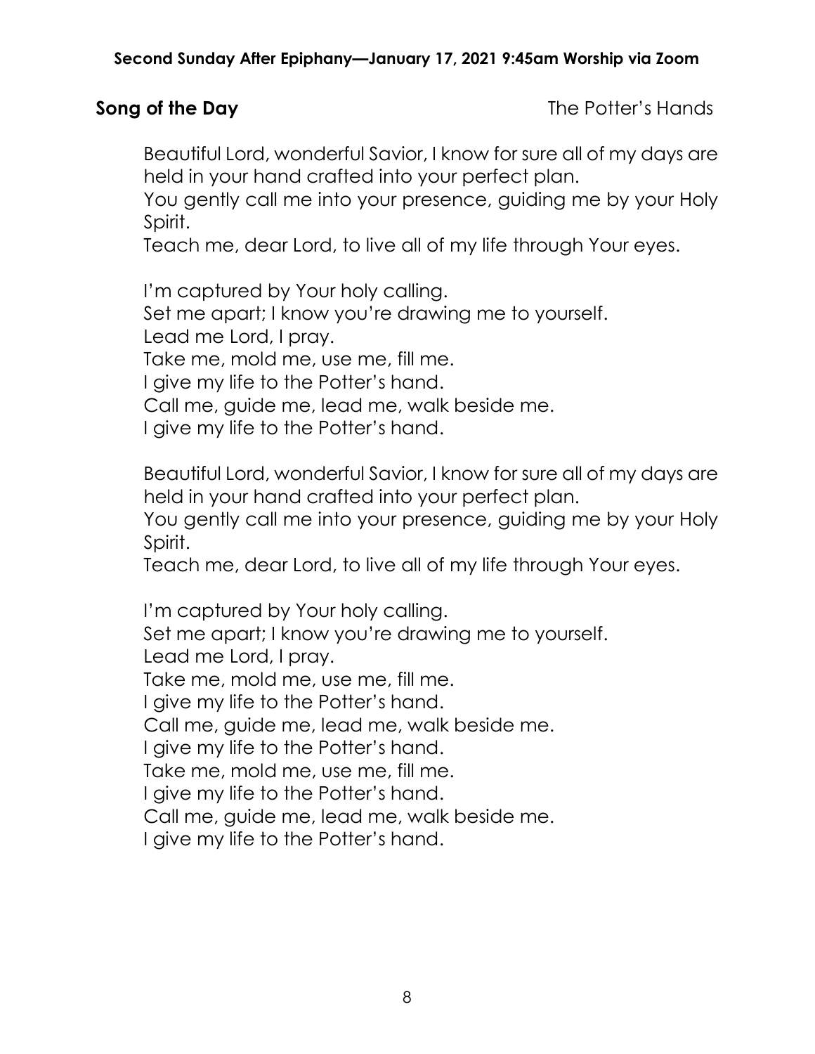**Song of the Day** The Potter's Hands

Beautiful Lord, wonderful Savior, I know for sure all of my days are held in your hand crafted into your perfect plan.
You gently call me into your presence, guiding me by your Holy Spirit.
Teach me, dear Lord, to live all of my life through Your eyes.

I'm captured by Your holy calling.
Set me apart; I know you're drawing me to yourself.
Lead me Lord, I pray.
Take me, mold me, use me, fill me.
I give my life to the Potter's hand.
Call me, guide me, lead me, walk beside me.
I give my life to the Potter's hand.

Beautiful Lord, wonderful Savior, I know for sure all of my days are held in your hand crafted into your perfect plan.
You gently call me into your presence, guiding me by your Holy Spirit.
Teach me, dear Lord, to live all of my life through Your eyes.

I'm captured by Your holy calling.
Set me apart; I know you're drawing me to yourself.
Lead me Lord, I pray.
Take me, mold me, use me, fill me.
I give my life to the Potter's hand.
Call me, guide me, lead me, walk beside me.
I give my life to the Potter's hand.
Take me, mold me, use me, fill me.
I give my life to the Potter's hand.
Call me, guide me, lead me, walk beside me.
I give my life to the Potter's hand.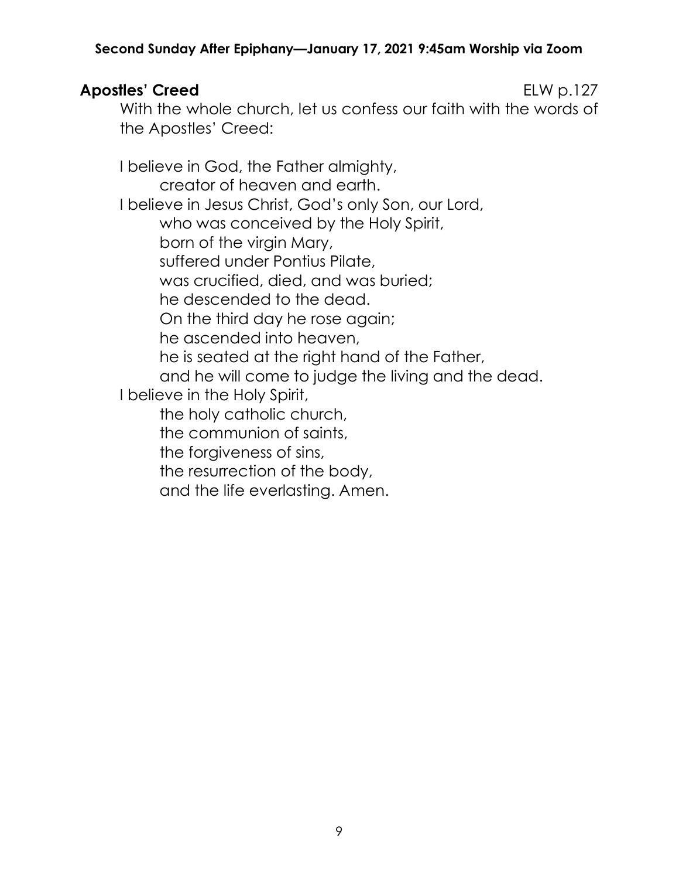**Apostles' Creed** ELW p.127

With the whole church, let us confess our faith with the words of the Apostles' Creed:

I believe in God, the Father almighty,
  creator of heaven and earth.
I believe in Jesus Christ, God's only Son, our Lord,
  who was conceived by the Holy Spirit,
  born of the virgin Mary,
  suffered under Pontius Pilate,
  was crucified, died, and was buried;
  he descended to the dead.
  On the third day he rose again;
  he ascended into heaven,
  he is seated at the right hand of the Father,
  and he will come to judge the living and the dead.
I believe in the Holy Spirit,
  the holy catholic church,
  the communion of saints,
  the forgiveness of sins,
  the resurrection of the body,
  and the life everlasting. Amen.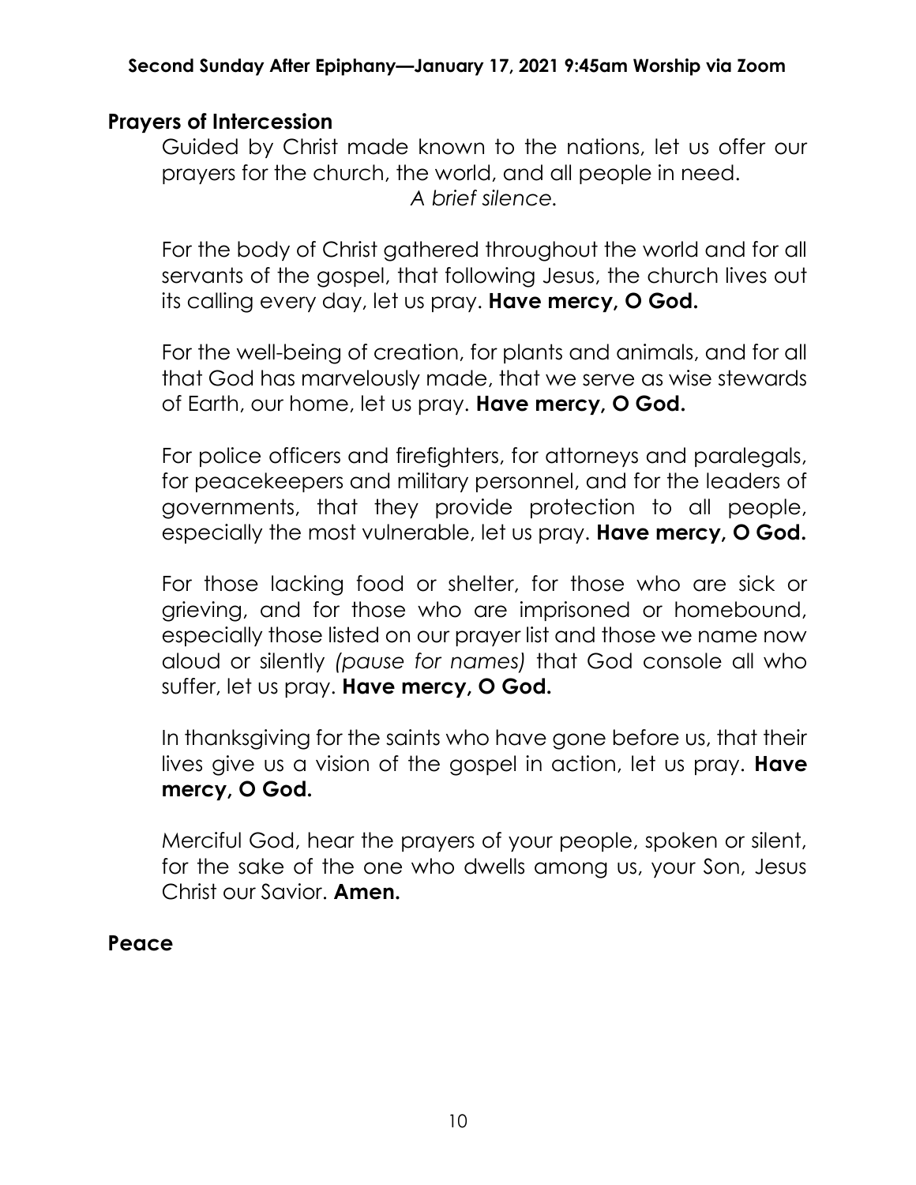## Prayers of Intercession

Guided by Christ made known to the nations, let us offer our prayers for the church, the world, and all people in need.

*A brief silence.*

For the body of Christ gathered throughout the world and for all servants of the gospel, that following Jesus, the church lives out its calling every day, let us pray. **Have mercy, O God.**

For the well-being of creation, for plants and animals, and for all that God has marvelously made, that we serve as wise stewards of Earth, our home, let us pray. **Have mercy, O God.**

For police officers and firefighters, for attorneys and paralegals, for peacekeepers and military personnel, and for the leaders of governments, that they provide protection to all people, especially the most vulnerable, let us pray. **Have mercy, O God.**

For those lacking food or shelter, for those who are sick or grieving, and for those who are imprisoned or homebound, especially those listed on our prayer list and those we name now aloud or silently *(pause for names)* that God console all who suffer, let us pray. **Have mercy, O God.**

In thanksgiving for the saints who have gone before us, that their lives give us a vision of the gospel in action, let us pray. **Have mercy, O God.**

Merciful God, hear the prayers of your people, spoken or silent, for the sake of the one who dwells among us, your Son, Jesus Christ our Savior. **Amen.**

## Peace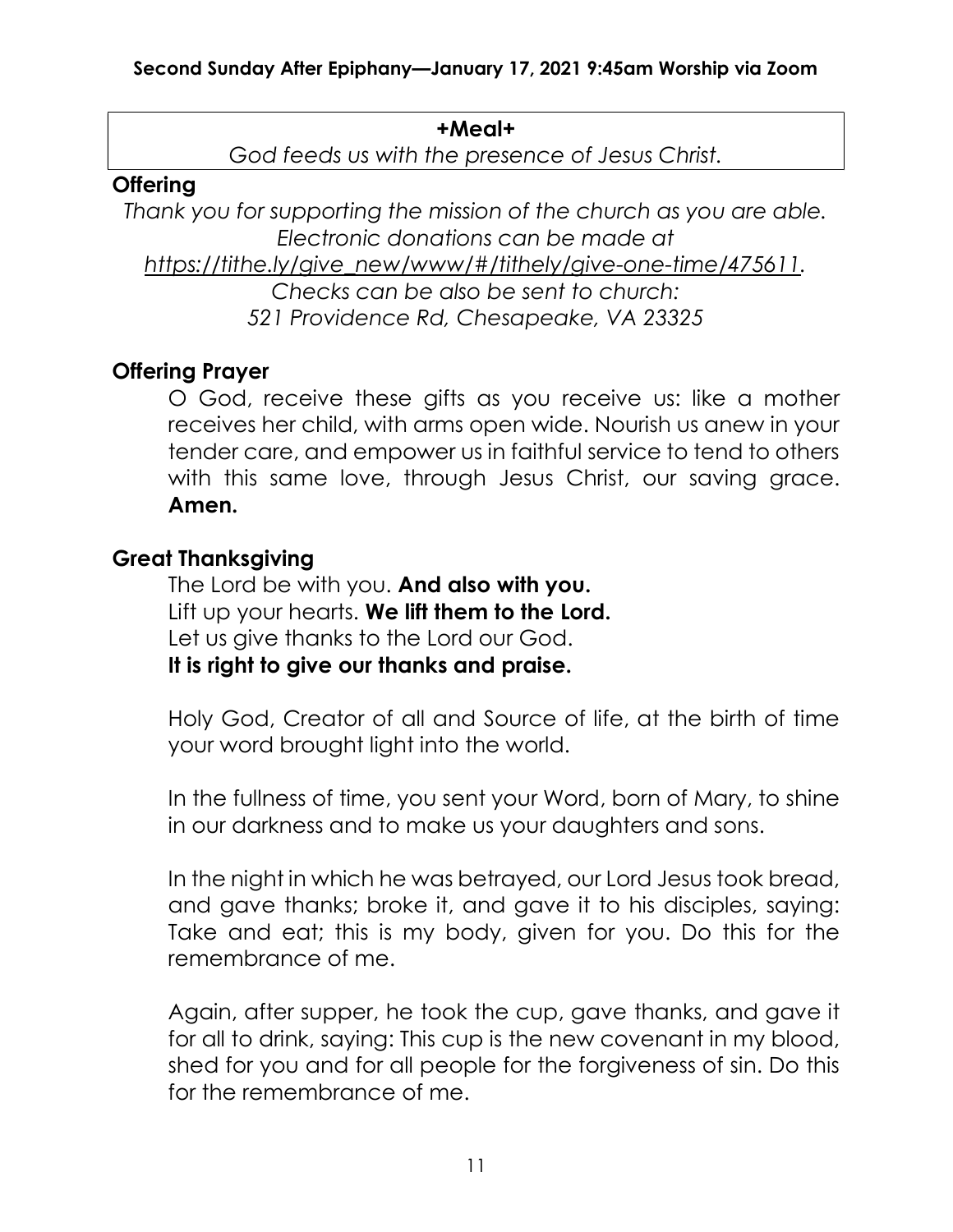**+Meal+**

*God feeds us with the presence of Jesus Christ.*

## Offering

*Thank you for supporting the mission of the church as you are able. Electronic donations can be made at [https://tithe.ly/give_new/www/#/tithely/give-one-time/475611](https://tithe.ly/give_new/www/#/tithely/give-one-time/475611). Checks can be also be sent to church: 521 Providence Rd, Chesapeake, VA 23325*

## Offering Prayer

O God, receive these gifts as you receive us: like a mother receives her child, with arms open wide. Nourish us anew in your tender care, and empower us in faithful service to tend to others with this same love, through Jesus Christ, our saving grace. **Amen.**

## Great Thanksgiving

The Lord be with you. **And also with you.**
Lift up your hearts. **We lift them to the Lord.**
Let us give thanks to the Lord our God.
**It is right to give our thanks and praise.**

Holy God, Creator of all and Source of life, at the birth of time your word brought light into the world.

In the fullness of time, you sent your Word, born of Mary, to shine in our darkness and to make us your daughters and sons.

In the night in which he was betrayed, our Lord Jesus took bread, and gave thanks; broke it, and gave it to his disciples, saying: Take and eat; this is my body, given for you. Do this for the remembrance of me.

Again, after supper, he took the cup, gave thanks, and gave it for all to drink, saying: This cup is the new covenant in my blood, shed for you and for all people for the forgiveness of sin. Do this for the remembrance of me.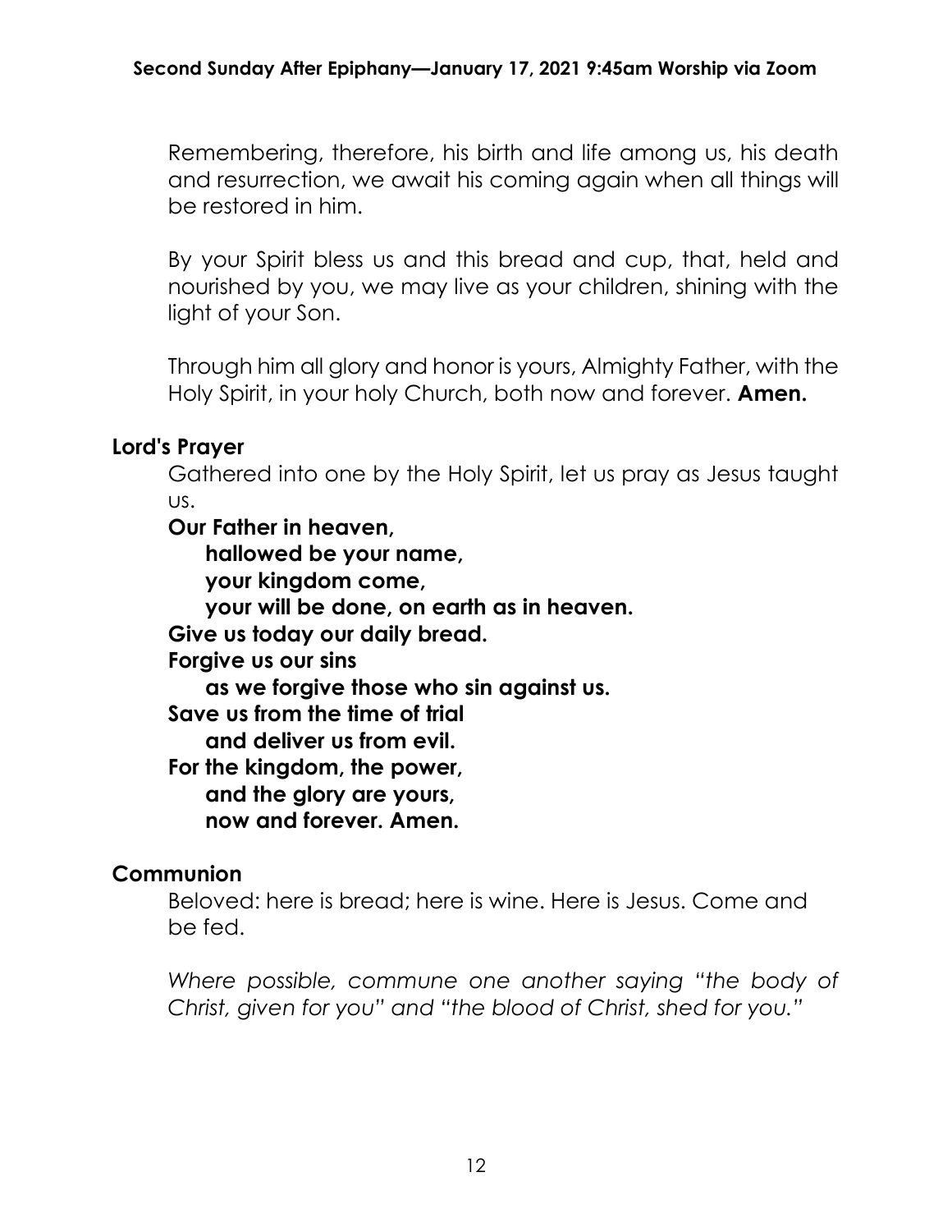Remembering, therefore, his birth and life among us, his death and resurrection, we await his coming again when all things will be restored in him.

By your Spirit bless us and this bread and cup, that, held and nourished by you, we may live as your children, shining with the light of your Son.

Through him all glory and honor is yours, Almighty Father, with the Holy Spirit, in your holy Church, both now and forever. **Amen.**

## Lord's Prayer

Gathered into one by the Holy Spirit, let us pray as Jesus taught us.

**Our Father in heaven,**
**hallowed be your name,**
**your kingdom come,**
**your will be done, on earth as in heaven.**
**Give us today our daily bread.**
**Forgive us our sins**
**as we forgive those who sin against us.**
**Save us from the time of trial**
**and deliver us from evil.**
**For the kingdom, the power,**
**and the glory are yours,**
**now and forever. Amen.**

## Communion

Beloved: here is bread; here is wine. Here is Jesus. Come and be fed.

*Where possible, commune one another saying "the body of Christ, given for you" and "the blood of Christ, shed for you."*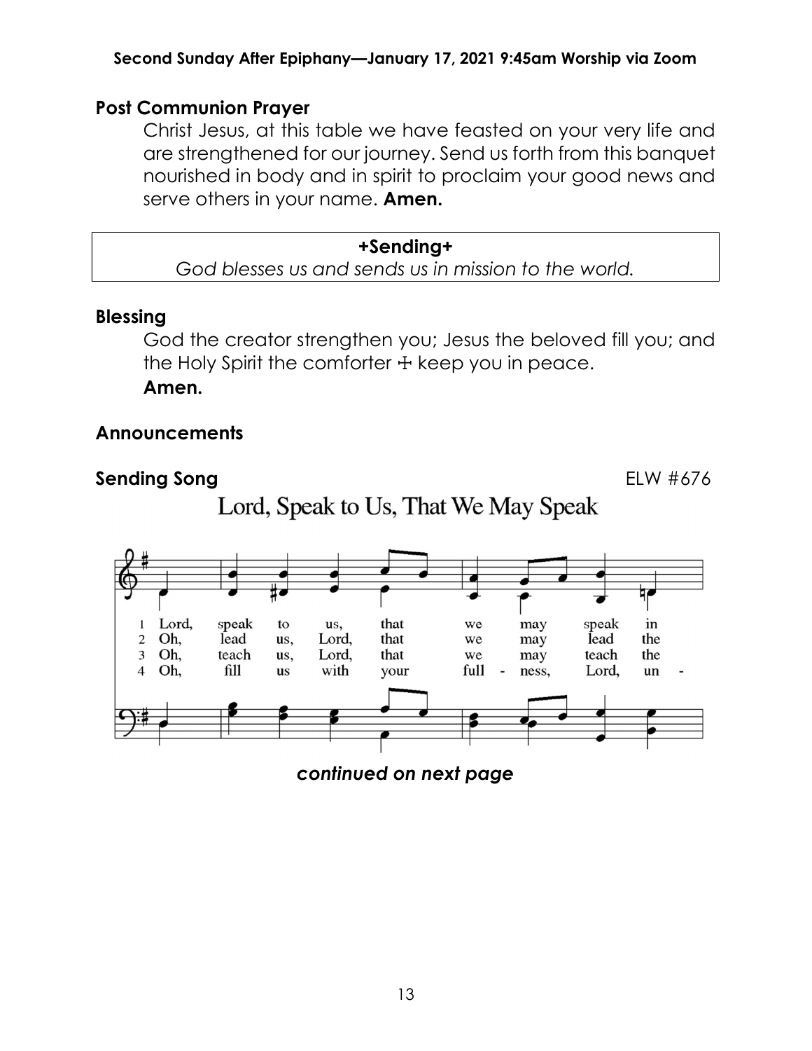## Post Communion Prayer

Christ Jesus, at this table we have feasted on your very life and are strengthened for our journey. Send us forth from this banquet nourished in body and in spirit to proclaim your good news and serve others in your name. **Amen.**

**+Sending+**

*God blesses us and sends us in mission to the world.*

## Blessing

God the creator strengthen you; Jesus the beloved fill you; and the Holy Spirit the comforter ☩ keep you in peace.
**Amen.**

## Announcements

## Sending Song

ELW #676

Lord, Speak to Us, That We May Speak

1 Lord, speak to us, that we may speak in
2 Oh, lead us, Lord, that we may lead the
3 Oh, teach us, Lord, that we may teach the
4 Oh, fill us with your full - ness, Lord, un -

***continued on next page***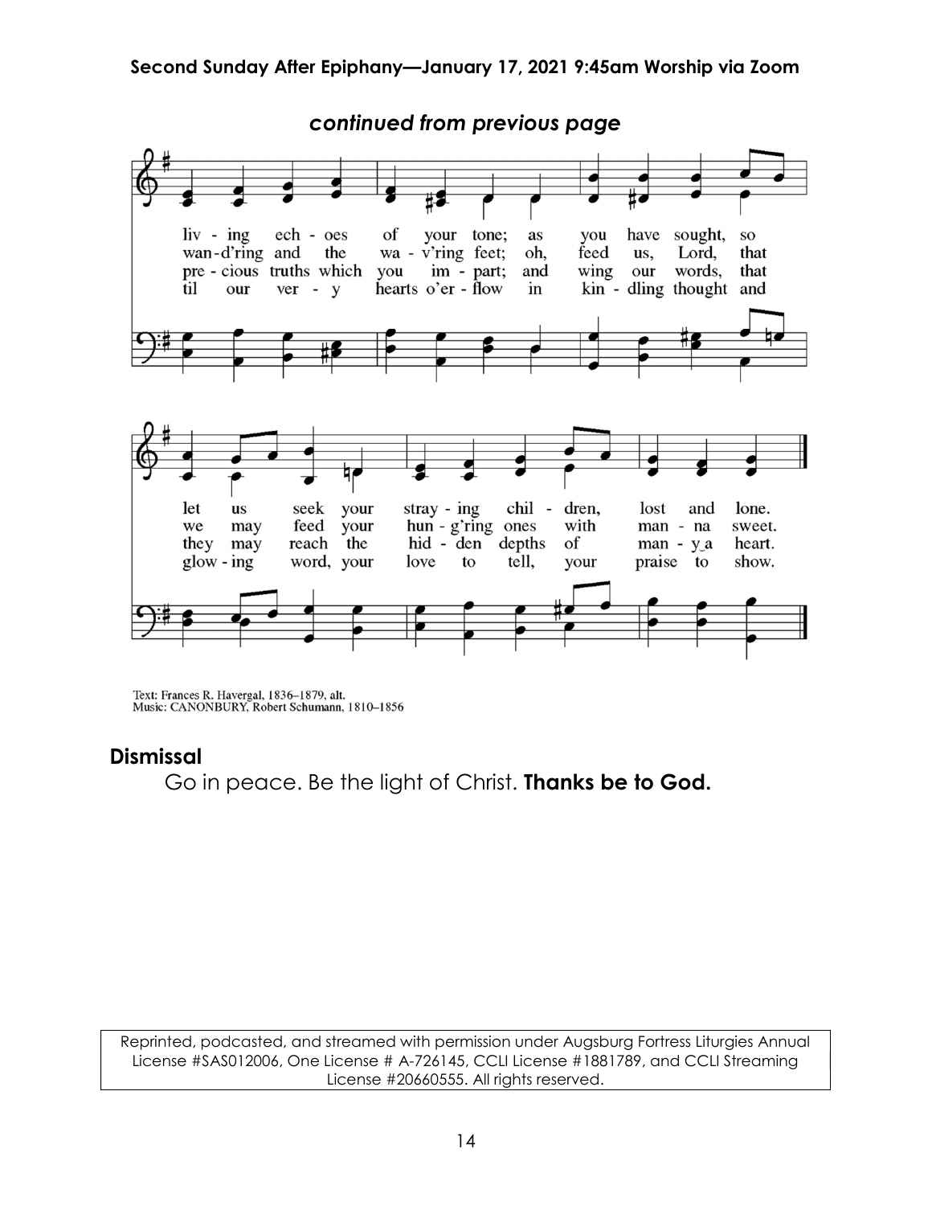*continued from previous page*

Text: Frances R. Havergal, 1836–1879, alt.
Music: CANONBURY, Robert Schumann, 1810–1856

## Dismissal

Go in peace. Be the light of Christ. **Thanks be to God.**

Reprinted, podcasted, and streamed with permission under Augsburg Fortress Liturgies Annual License #SAS012006, One License # A-726145, CCLI License #1881789, and CCLI Streaming License #20660555. All rights reserved.